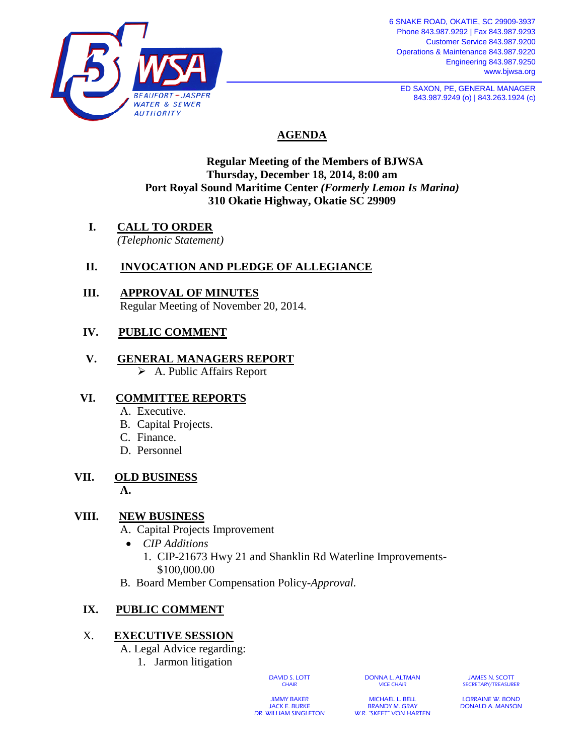6 SNAKE ROAD, OKATIE, SC 29909-3937
Phone 843.987.9292 | Fax 843.987.9293
Customer Service 843.987.9200
Operations & Maintenance 843.987.9220
Engineering 843.987.9250
www.bjwsa.org

ED SAXON, PE, GENERAL MANAGER
843.987.9249 (o) | 843.263.1924 (c)

BEAUFORT – JASPER WATER & SEWER AUTHORITY

# AGENDA

**Regular Meeting of the Members of BJWSA**
**Thursday, December 18, 2014, 8:00 am**
**Port Royal Sound Maritime Center *(Formerly Lemon Is Marina)***
**310 Okatie Highway, Okatie SC 29909**

**I. CALL TO ORDER**
*(Telephonic Statement)*

**II. INVOCATION AND PLEDGE OF ALLEGIANCE**

**III. APPROVAL OF MINUTES**
Regular Meeting of November 20, 2014.

**IV. PUBLIC COMMENT**

**V. GENERAL MANAGERS REPORT**
- A. Public Affairs Report

**VI. COMMITTEE REPORTS**
- A. Executive.
- B. Capital Projects.
- C. Finance.
- D. Personnel

**VII. OLD BUSINESS**
**A.**

**VIII. NEW BUSINESS**
- A. Capital Projects Improvement
  - *CIP Additions*
    1. CIP-21673 Hwy 21 and Shanklin Rd Waterline Improvements- $100,000.00
- B. Board Member Compensation Policy-*Approval.*

**IX. PUBLIC COMMENT**

**X. EXECUTIVE SESSION**
- A. Legal Advice regarding:
  1. Jarmon litigation

| DAVID S. LOTT<br>CHAIR | DONNA L. ALTMAN<br>VICE CHAIR | JAMES N. SCOTT<br>SECRETARY/TREASURER |
|---|---|---|
| JIMMY BAKER<br>JACK E. BURKE<br>DR. WILLIAM SINGLETON | MICHAEL L. BELL<br>BRANDY M. GRAY<br>W.R. "SKEET" VON HARTEN | LORRAINE W. BOND<br>DONALD A. MANSON |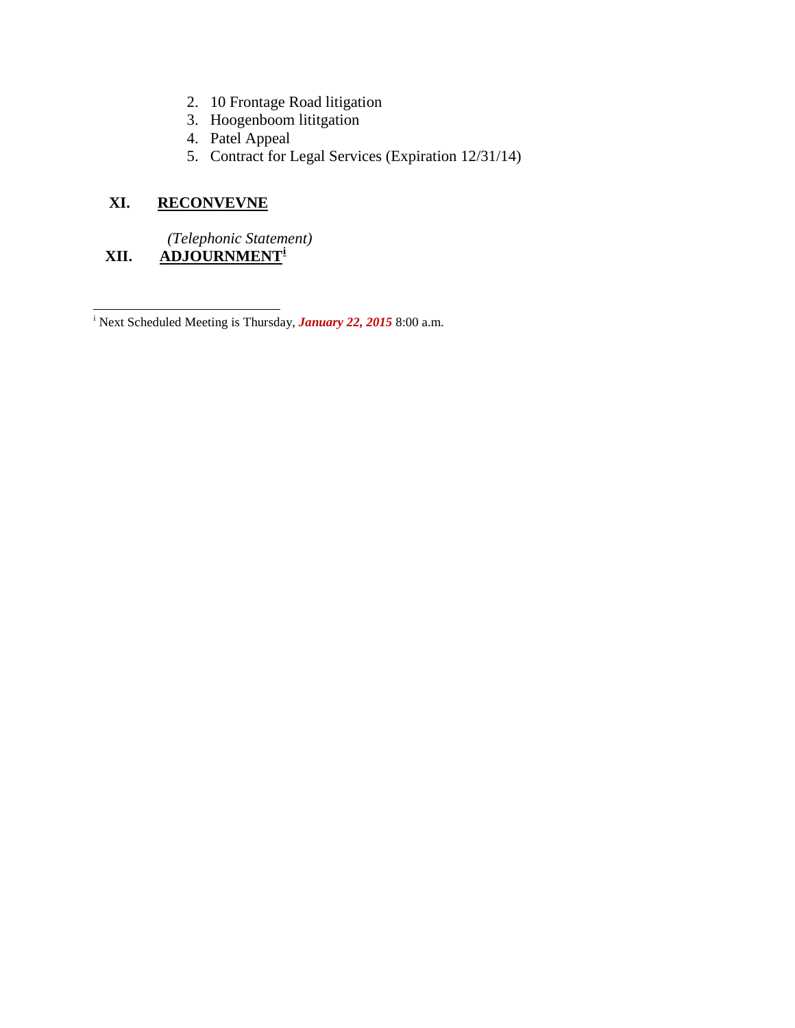2. 10 Frontage Road litigation
3. Hoogenboom lititgation
4. Patel Appeal
5. Contract for Legal Services (Expiration 12/31/14)

## XI. RECONVEVNE

*(Telephonic Statement)*

## XII. ADJOURNMENT[i]

---

[i] Next Scheduled Meeting is Thursday, ***January 22, 2015*** 8:00 a.m.